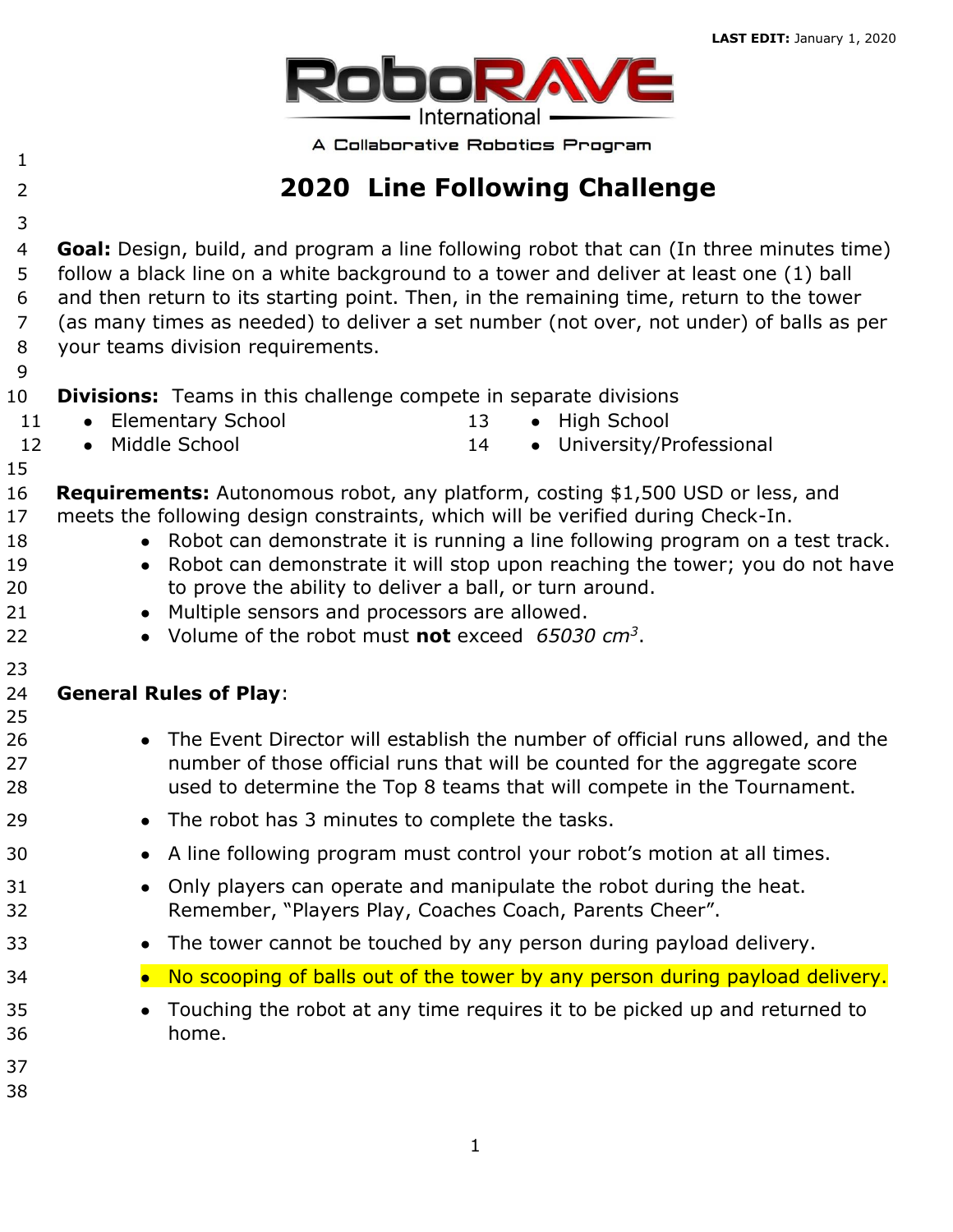LAST EDIT: January 1, 2020

RoboRAVE International

A Collaborative Robotics Program

# 2020 Line Following Challenge

**Goal:** Design, build, and program a line following robot that can (In three minutes time) follow a black line on a white background to a tower and deliver at least one (1) ball and then return to its starting point. Then, in the remaining time, return to the tower (as many times as needed) to deliver a set number (not over, not under) of balls as per your teams division requirements.

**Divisions:** Teams in this challenge compete in separate divisions

- Elementary School
- Middle School
- High School
- University/Professional

**Requirements:** Autonomous robot, any platform, costing $1,500 USD or less, and meets the following design constraints, which will be verified during Check-In.

- Robot can demonstrate it is running a line following program on a test track.
- Robot can demonstrate it will stop upon reaching the tower; you do not have to prove the ability to deliver a ball, or turn around.
- Multiple sensors and processors are allowed.
- Volume of the robot must **not** exceed *65030* $cm^3$.

**General Rules of Play**:

- The Event Director will establish the number of official runs allowed, and the number of those official runs that will be counted for the aggregate score used to determine the Top 8 teams that will compete in the Tournament.
- The robot has 3 minutes to complete the tasks.
- A line following program must control your robot's motion at all times.
- Only players can operate and manipulate the robot during the heat. Remember, "Players Play, Coaches Coach, Parents Cheer".
- The tower cannot be touched by any person during payload delivery.
- No scooping of balls out of the tower by any person during payload delivery.
- Touching the robot at any time requires it to be picked up and returned to home.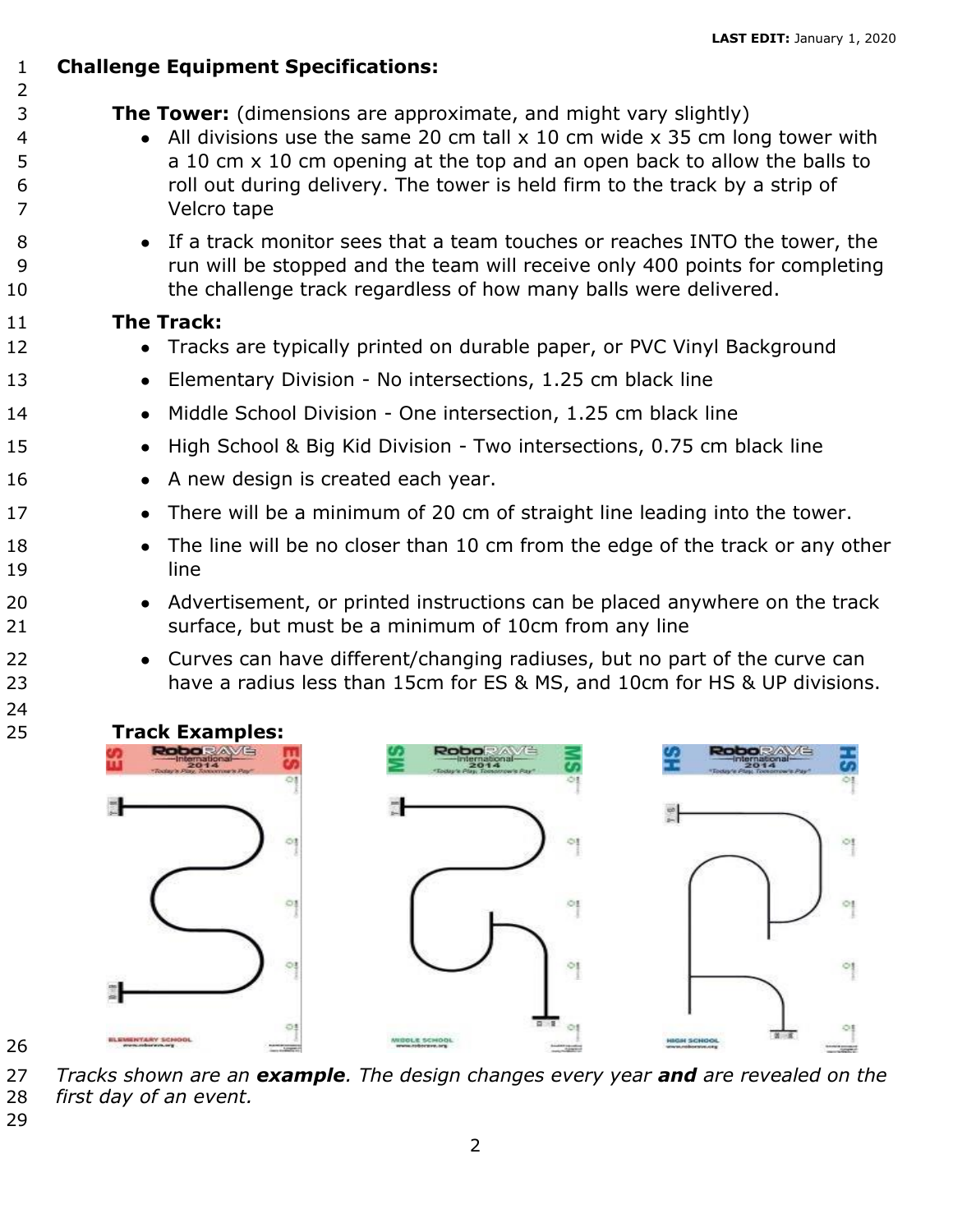## Challenge Equipment Specifications:

**The Tower:** (dimensions are approximate, and might vary slightly)

- All divisions use the same 20 cm tall x 10 cm wide x 35 cm long tower with a 10 cm x 10 cm opening at the top and an open back to allow the balls to roll out during delivery. The tower is held firm to the track by a strip of Velcro tape
- If a track monitor sees that a team touches or reaches INTO the tower, the run will be stopped and the team will receive only 400 points for completing the challenge track regardless of how many balls were delivered.

**The Track:**

- Tracks are typically printed on durable paper, or PVC Vinyl Background
- Elementary Division - No intersections, 1.25 cm black line
- Middle School Division - One intersection, 1.25 cm black line
- High School & Big Kid Division - Two intersections, 0.75 cm black line
- A new design is created each year.
- There will be a minimum of 20 cm of straight line leading into the tower.
- The line will be no closer than 10 cm from the edge of the track or any other line
- Advertisement, or printed instructions can be placed anywhere on the track surface, but must be a minimum of 10cm from any line
- Curves can have different/changing radiuses, but no part of the curve can have a radius less than 15cm for ES & MS, and 10cm for HS & UP divisions.

**Track Examples:**

*Tracks shown are an **example**. The design changes every year **and** are revealed on the first day of an event.*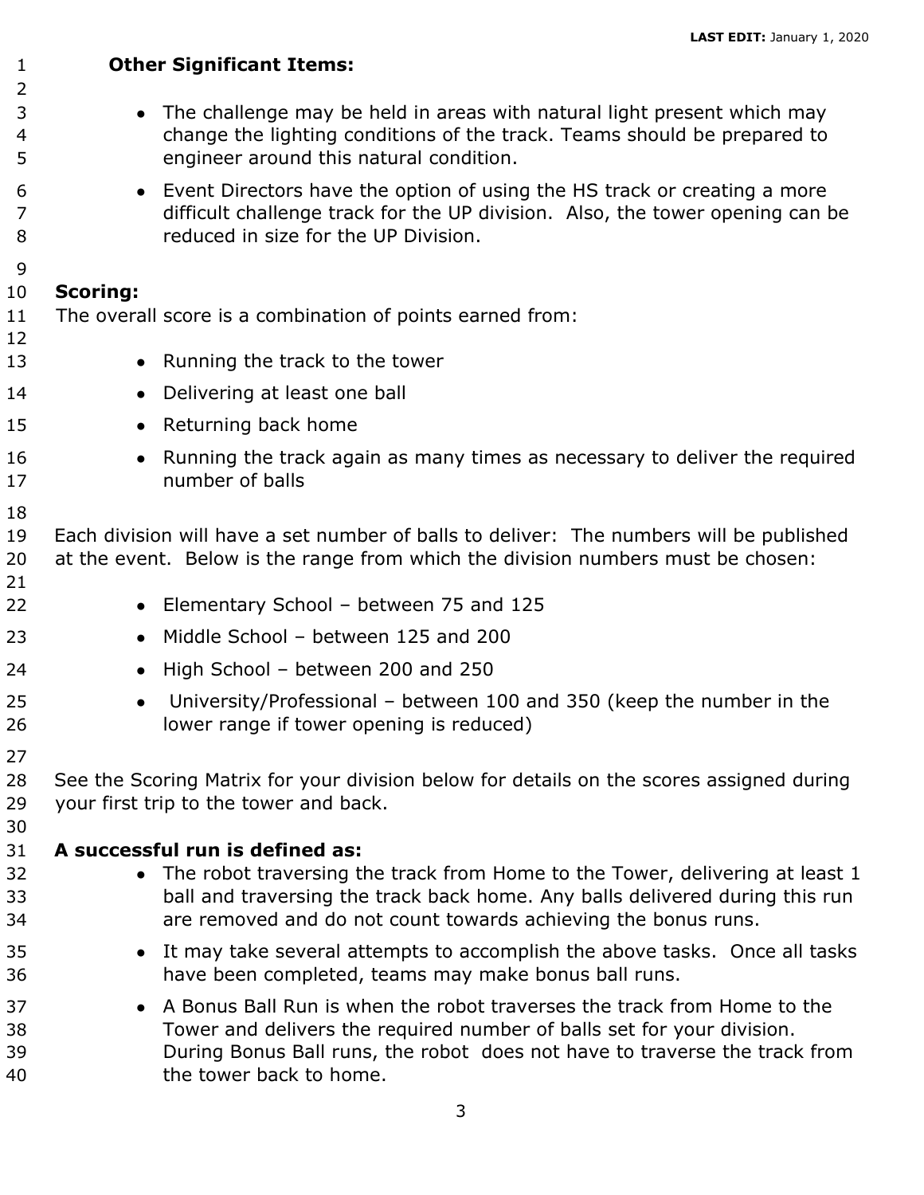**Other Significant Items:**

- The challenge may be held in areas with natural light present which may change the lighting conditions of the track. Teams should be prepared to engineer around this natural condition.
- Event Directors have the option of using the HS track or creating a more difficult challenge track for the UP division. Also, the tower opening can be reduced in size for the UP Division.

## Scoring:

The overall score is a combination of points earned from:

- Running the track to the tower
- Delivering at least one ball
- Returning back home
- Running the track again as many times as necessary to deliver the required number of balls

Each division will have a set number of balls to deliver: The numbers will be published at the event. Below is the range from which the division numbers must be chosen:

- Elementary School – between 75 and 125
- Middle School – between 125 and 200
- High School – between 200 and 250
- University/Professional – between 100 and 350 (keep the number in the lower range if tower opening is reduced)

See the Scoring Matrix for your division below for details on the scores assigned during your first trip to the tower and back.

**A successful run is defined as:**

- The robot traversing the track from Home to the Tower, delivering at least 1 ball and traversing the track back home. Any balls delivered during this run are removed and do not count towards achieving the bonus runs.
- It may take several attempts to accomplish the above tasks. Once all tasks have been completed, teams may make bonus ball runs.
- A Bonus Ball Run is when the robot traverses the track from Home to the Tower and delivers the required number of balls set for your division. During Bonus Ball runs, the robot does not have to traverse the track from the tower back to home.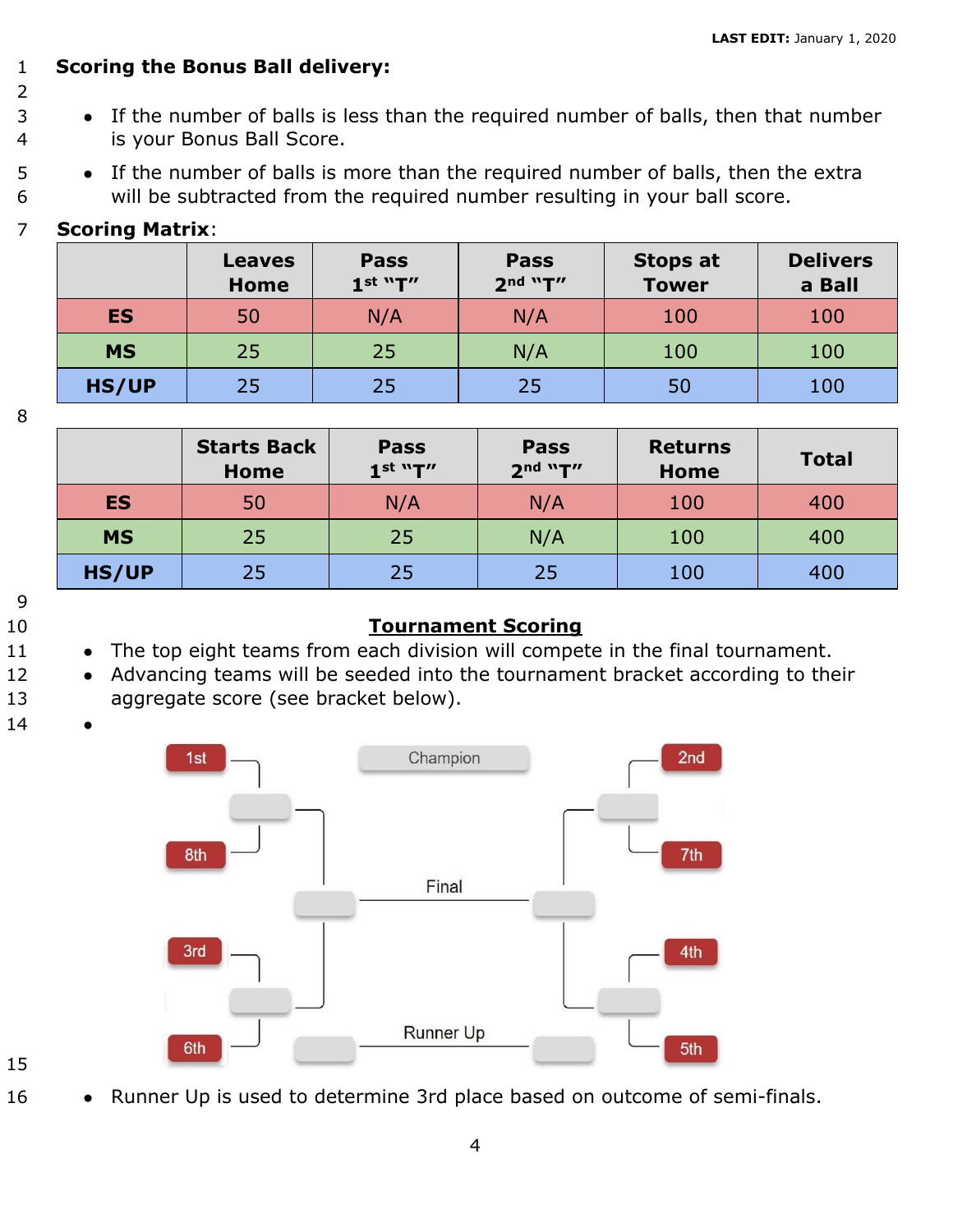LAST EDIT: January 1, 2020

**Scoring the Bonus Ball delivery:**

- If the number of balls is less than the required number of balls, then that number is your Bonus Ball Score.
- If the number of balls is more than the required number of balls, then the extra will be subtracted from the required number resulting in your ball score.

**Scoring Matrix**:

| | Leaves Home | Pass 1st "T" | Pass 2nd "T" | Stops at Tower | Delivers a Ball |
|---|---|---|---|---|---|
| **ES** | 50 | N/A | N/A | 100 | 100 |
| **MS** | 25 | 25 | N/A | 100 | 100 |
| **HS/UP** | 25 | 25 | 25 | 50 | 100 |

| | Starts Back Home | Pass 1st "T" | Pass 2nd "T" | Returns Home | Total |
|---|---|---|---|---|---|
| **ES** | 50 | N/A | N/A | 100 | 400 |
| **MS** | 25 | 25 | N/A | 100 | 400 |
| **HS/UP** | 25 | 25 | 25 | 100 | 400 |

## Tournament Scoring

- The top eight teams from each division will compete in the final tournament.
- Advancing teams will be seeded into the tournament bracket according to their aggregate score (see bracket below).
- 

1st
8th
3rd
6th
Champion
Final
Runner Up
2nd
7th
4th
5th

- Runner Up is used to determine 3rd place based on outcome of semi-finals.